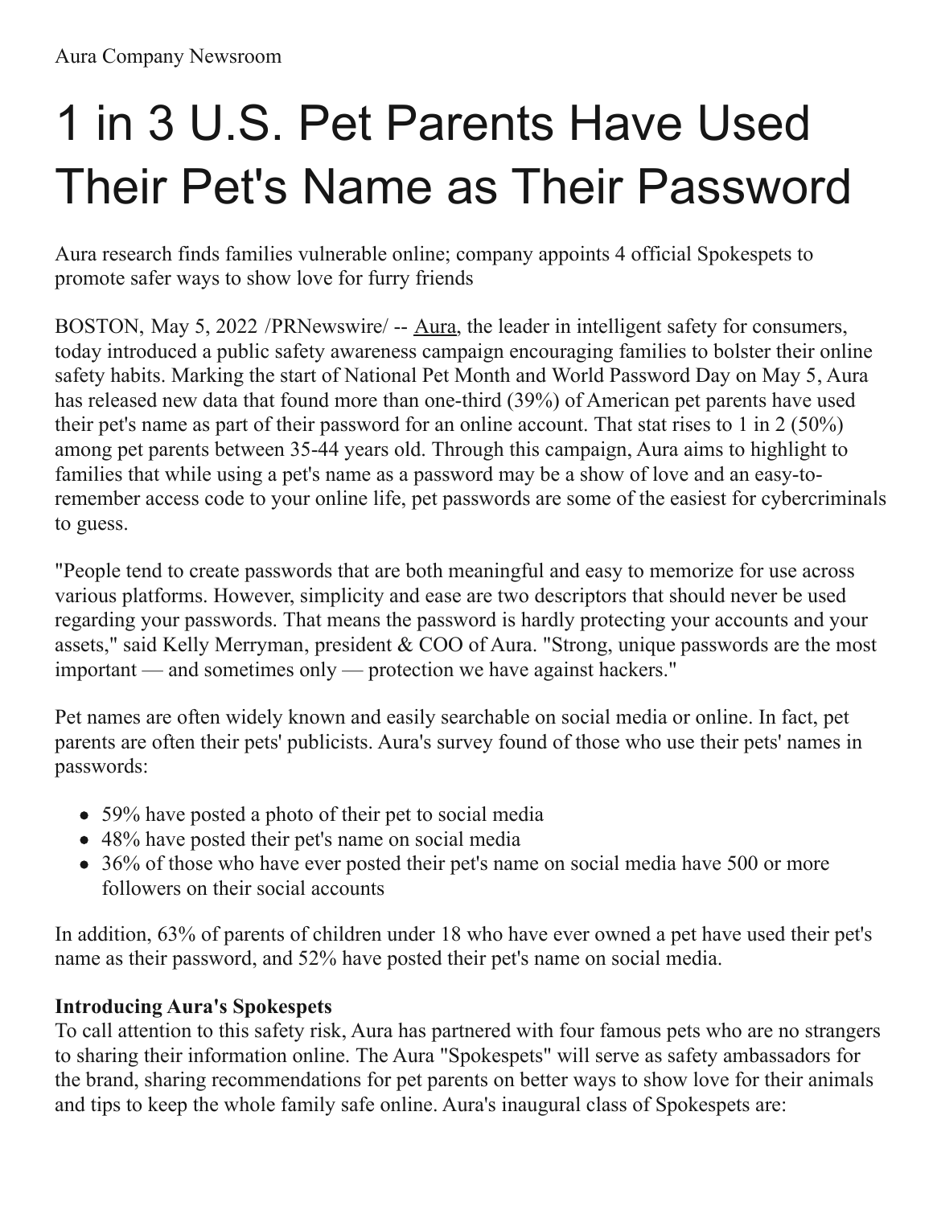Aura Company Newsroom

# 1 in 3 U.S. Pet Parents Have Used Their Pet's Name as Their Password

Aura research finds families vulnerable online; company appoints 4 official Spokespets to promote safer ways to show love for furry friends

BOSTON, May 5, 2022 /PRNewswire/ -- Aura, the leader in intelligent safety for consumers, today introduced a public safety awareness campaign encouraging families to bolster their online safety habits. Marking the start of National Pet Month and World Password Day on May 5, Aura has released new data that found more than one-third (39%) of American pet parents have used their pet's name as part of their password for an online account. That stat rises to 1 in 2 (50%) among pet parents between 35-44 years old. Through this campaign, Aura aims to highlight to families that while using a pet's name as a password may be a show of love and an easy-to-remember access code to your online life, pet passwords are some of the easiest for cybercriminals to guess.

"People tend to create passwords that are both meaningful and easy to memorize for use across various platforms. However, simplicity and ease are two descriptors that should never be used regarding your passwords. That means the password is hardly protecting your accounts and your assets," said Kelly Merryman, president & COO of Aura. "Strong, unique passwords are the most important — and sometimes only — protection we have against hackers."

Pet names are often widely known and easily searchable on social media or online. In fact, pet parents are often their pets' publicists. Aura's survey found of those who use their pets' names in passwords:

- 59% have posted a photo of their pet to social media
- 48% have posted their pet's name on social media
- 36% of those who have ever posted their pet's name on social media have 500 or more followers on their social accounts

In addition, 63% of parents of children under 18 who have ever owned a pet have used their pet's name as their password, and 52% have posted their pet's name on social media.

**Introducing Aura's Spokespets**

To call attention to this safety risk, Aura has partnered with four famous pets who are no strangers to sharing their information online. The Aura "Spokespets" will serve as safety ambassadors for the brand, sharing recommendations for pet parents on better ways to show love for their animals and tips to keep the whole family safe online. Aura's inaugural class of Spokespets are: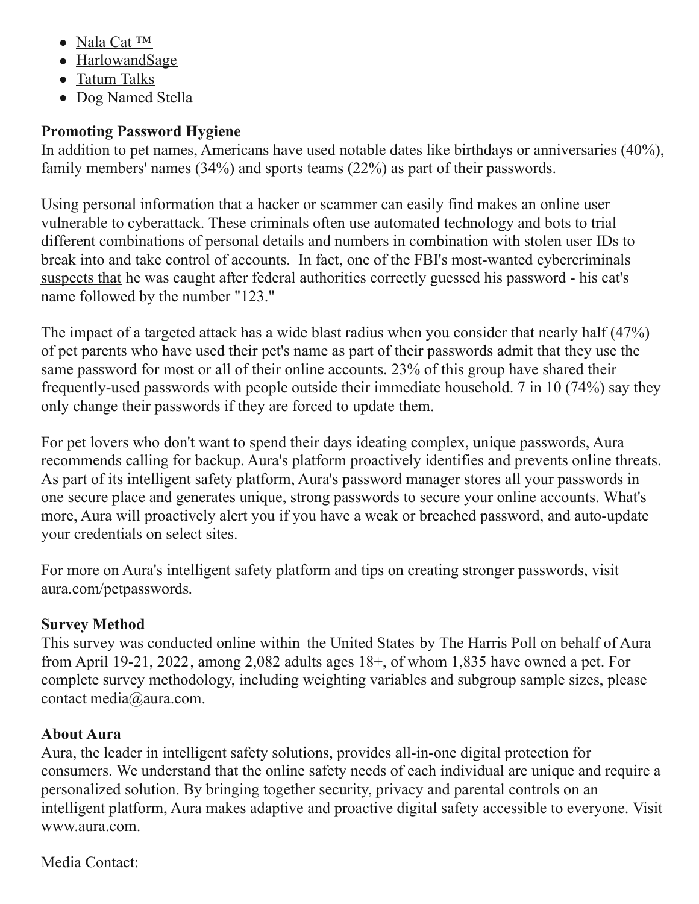- Nala Cat ™
- HarlowandSage
- Tatum Talks
- Dog Named Stella

**Promoting Password Hygiene**
In addition to pet names, Americans have used notable dates like birthdays or anniversaries (40%), family members' names (34%) and sports teams (22%) as part of their passwords.

Using personal information that a hacker or scammer can easily find makes an online user vulnerable to cyberattack. These criminals often use automated technology and bots to trial different combinations of personal details and numbers in combination with stolen user IDs to break into and take control of accounts. In fact, one of the FBI's most-wanted cybercriminals suspects that he was caught after federal authorities correctly guessed his password - his cat's name followed by the number "123."

The impact of a targeted attack has a wide blast radius when you consider that nearly half (47%) of pet parents who have used their pet's name as part of their passwords admit that they use the same password for most or all of their online accounts. 23% of this group have shared their frequently-used passwords with people outside their immediate household. 7 in 10 (74%) say they only change their passwords if they are forced to update them.

For pet lovers who don't want to spend their days ideating complex, unique passwords, Aura recommends calling for backup. Aura's platform proactively identifies and prevents online threats. As part of its intelligent safety platform, Aura's password manager stores all your passwords in one secure place and generates unique, strong passwords to secure your online accounts. What's more, Aura will proactively alert you if you have a weak or breached password, and auto-update your credentials on select sites.

For more on Aura's intelligent safety platform and tips on creating stronger passwords, visit aura.com/petpasswords.

**Survey Method**
This survey was conducted online within the United States by The Harris Poll on behalf of Aura from April 19-21, 2022, among 2,082 adults ages 18+, of whom 1,835 have owned a pet. For complete survey methodology, including weighting variables and subgroup sample sizes, please contact media@aura.com.

**About Aura**
Aura, the leader in intelligent safety solutions, provides all-in-one digital protection for consumers. We understand that the online safety needs of each individual are unique and require a personalized solution. By bringing together security, privacy and parental controls on an intelligent platform, Aura makes adaptive and proactive digital safety accessible to everyone. Visit www.aura.com.

Media Contact: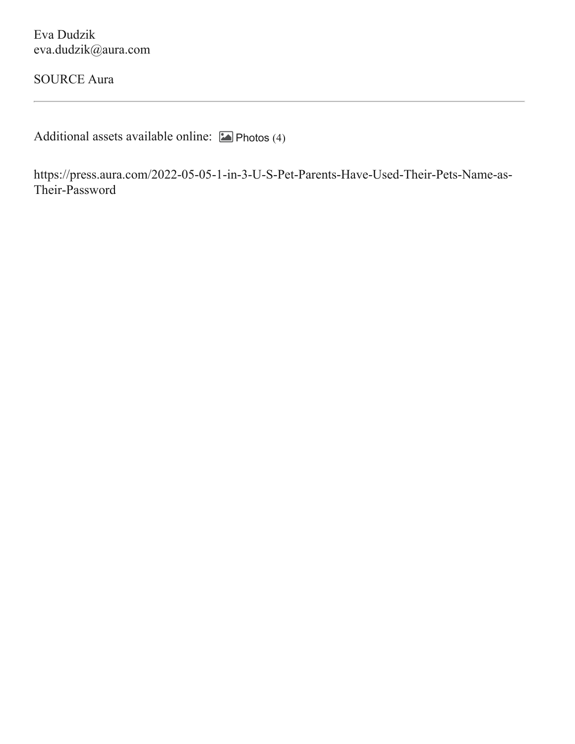Eva Dudzik
eva.dudzik@aura.com

SOURCE Aura

---

Additional assets available online: Photos (4)

https://press.aura.com/2022-05-05-1-in-3-U-S-Pet-Parents-Have-Used-Their-Pets-Name-as-Their-Password